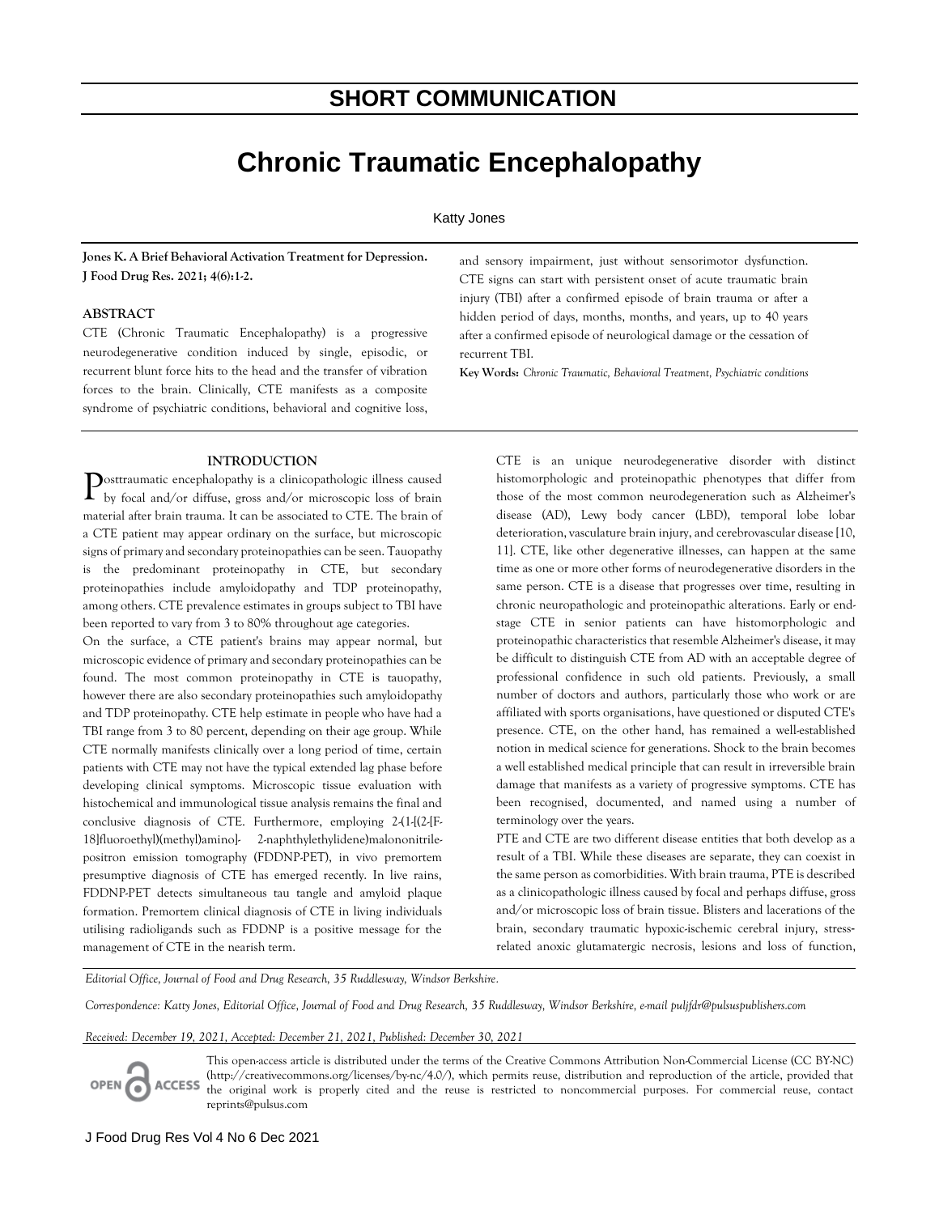# SHORT COMMUNICATION

# Chronic Traumatic Encephalopathy

Katty Jones

**Jones K. A Brief Behavioral Activation Treatment for Depression. J Food Drug Res. 2021; 4(6):1-2.**

## ABSTRACT

CTE (Chronic Traumatic Encephalopathy) is a progressive neurodegenerative condition induced by single, episodic, or recurrent blunt force hits to the head and the transfer of vibration forces to the brain. Clinically, CTE manifests as a composite syndrome of psychiatric conditions, behavioral and cognitive loss, and sensory impairment, just without sensorimotor dysfunction. CTE signs can start with persistent onset of acute traumatic brain injury (TBI) after a confirmed episode of brain trauma or after a hidden period of days, months, months, and years, up to 40 years after a confirmed episode of neurological damage or the cessation of recurrent TBI.

**Key Words:** *Chronic Traumatic, Behavioral Treatment, Psychiatric conditions*

## INTRODUCTION

Posttraumatic encephalopathy is a clinicopathologic illness caused by focal and/or diffuse, gross and/or microscopic loss of brain material after brain trauma. It can be associated to CTE. The brain of a CTE patient may appear ordinary on the surface, but microscopic signs of primary and secondary proteinopathies can be seen. Tauopathy is the predominant proteinopathy in CTE, but secondary proteinopathies include amyloidopathy and TDP proteinopathy, among others. CTE prevalence estimates in groups subject to TBI have been reported to vary from 3 to 80% throughout age categories.

On the surface, a CTE patient's brains may appear normal, but microscopic evidence of primary and secondary proteinopathies can be found. The most common proteinopathy in CTE is tauopathy, however there are also secondary proteinopathies such amyloidopathy and TDP proteinopathy. CTE help estimate in people who have had a TBI range from 3 to 80 percent, depending on their age group. While CTE normally manifests clinically over a long period of time, certain patients with CTE may not have the typical extended lag phase before developing clinical symptoms. Microscopic tissue evaluation with histochemical and immunological tissue analysis remains the final and conclusive diagnosis of CTE. Furthermore, employing 2-(1-[(2-[F-18]fluoroethyl)(methyl)amino]- 2-naphthylethylidene)malononitrile-positron emission tomography (FDDNP-PET), in vivo premortem presumptive diagnosis of CTE has emerged recently. In live rains, FDDNP-PET detects simultaneous tau tangle and amyloid plaque formation. Premortem clinical diagnosis of CTE in living individuals utilising radioligands such as FDDNP is a positive message for the management of CTE in the nearish term.

CTE is an unique neurodegenerative disorder with distinct histomorphologic and proteinopathic phenotypes that differ from those of the most common neurodegeneration such as Alzheimer's disease (AD), Lewy body cancer (LBD), temporal lobe lobar deterioration, vasculature brain injury, and cerebrovascular disease [10, 11]. CTE, like other degenerative illnesses, can happen at the same time as one or more other forms of neurodegenerative disorders in the same person. CTE is a disease that progresses over time, resulting in chronic neuropathologic and proteinopathic alterations. Early or end-stage CTE in senior patients can have histomorphologic and proteinopathic characteristics that resemble Alzheimer's disease, it may be difficult to distinguish CTE from AD with an acceptable degree of professional confidence in such old patients. Previously, a small number of doctors and authors, particularly those who work or are affiliated with sports organisations, have questioned or disputed CTE's presence. CTE, on the other hand, has remained a well-established notion in medical science for generations. Shock to the brain becomes a well established medical principle that can result in irreversible brain damage that manifests as a variety of progressive symptoms. CTE has been recognised, documented, and named using a number of terminology over the years.

PTE and CTE are two different disease entities that both develop as a result of a TBI. While these diseases are separate, they can coexist in the same person as comorbidities. With brain trauma, PTE is described as a clinicopathologic illness caused by focal and perhaps diffuse, gross and/or microscopic loss of brain tissue. Blisters and lacerations of the brain, secondary traumatic hypoxic-ischemic cerebral injury, stress-related anoxic glutamatergic necrosis, lesions and loss of function,

*Editorial Office, Journal of Food and Drug Research, 35 Ruddlesway, Windsor Berkshire.*

*Correspondence: Katty Jones, Editorial Office, Journal of Food and Drug Research, 35 Ruddlesway, Windsor Berkshire, e-mail puljfdr@pulsuspublishers.com*

*Received: December 19, 2021, Accepted: December 21, 2021, Published: December 30, 2021*

This open-access article is distributed under the terms of the Creative Commons Attribution Non-Commercial License (CC BY-NC) (http://creativecommons.org/licenses/by-nc/4.0/), which permits reuse, distribution and reproduction of the article, provided that the original work is properly cited and the reuse is restricted to noncommercial purposes. For commercial reuse, contact reprints@pulsus.com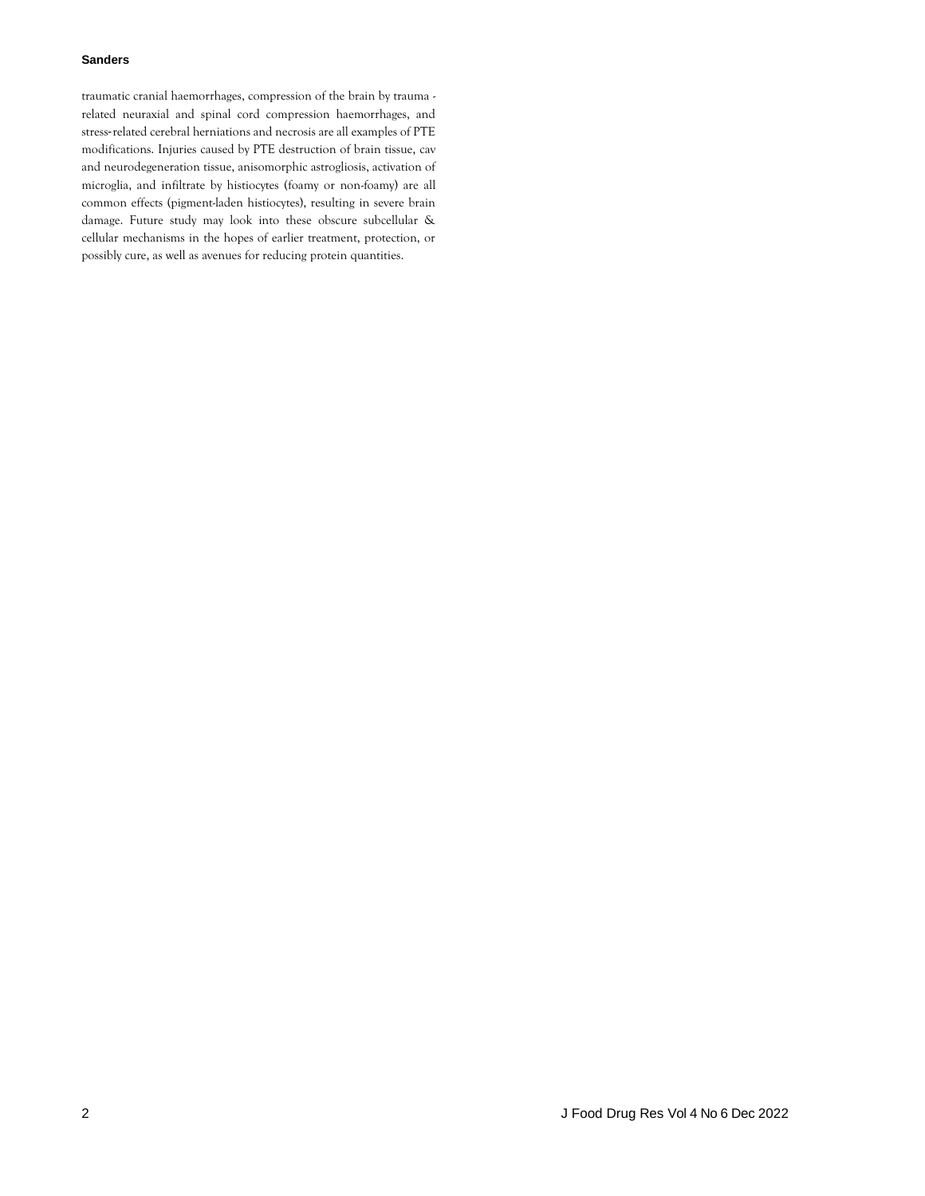traumatic cranial haemorrhages, compression of the brain by trauma - related neuraxial and spinal cord compression haemorrhages, and stress-related cerebral herniations and necrosis are all examples of PTE modifications. Injuries caused by PTE destruction of brain tissue, cav and neurodegeneration tissue, anisomorphic astrogliosis, activation of microglia, and infiltrate by histiocytes (foamy or non-foamy) are all common effects (pigment-laden histiocytes), resulting in severe brain damage. Future study may look into these obscure subcellular & cellular mechanisms in the hopes of earlier treatment, protection, or possibly cure, as well as avenues for reducing protein quantities.